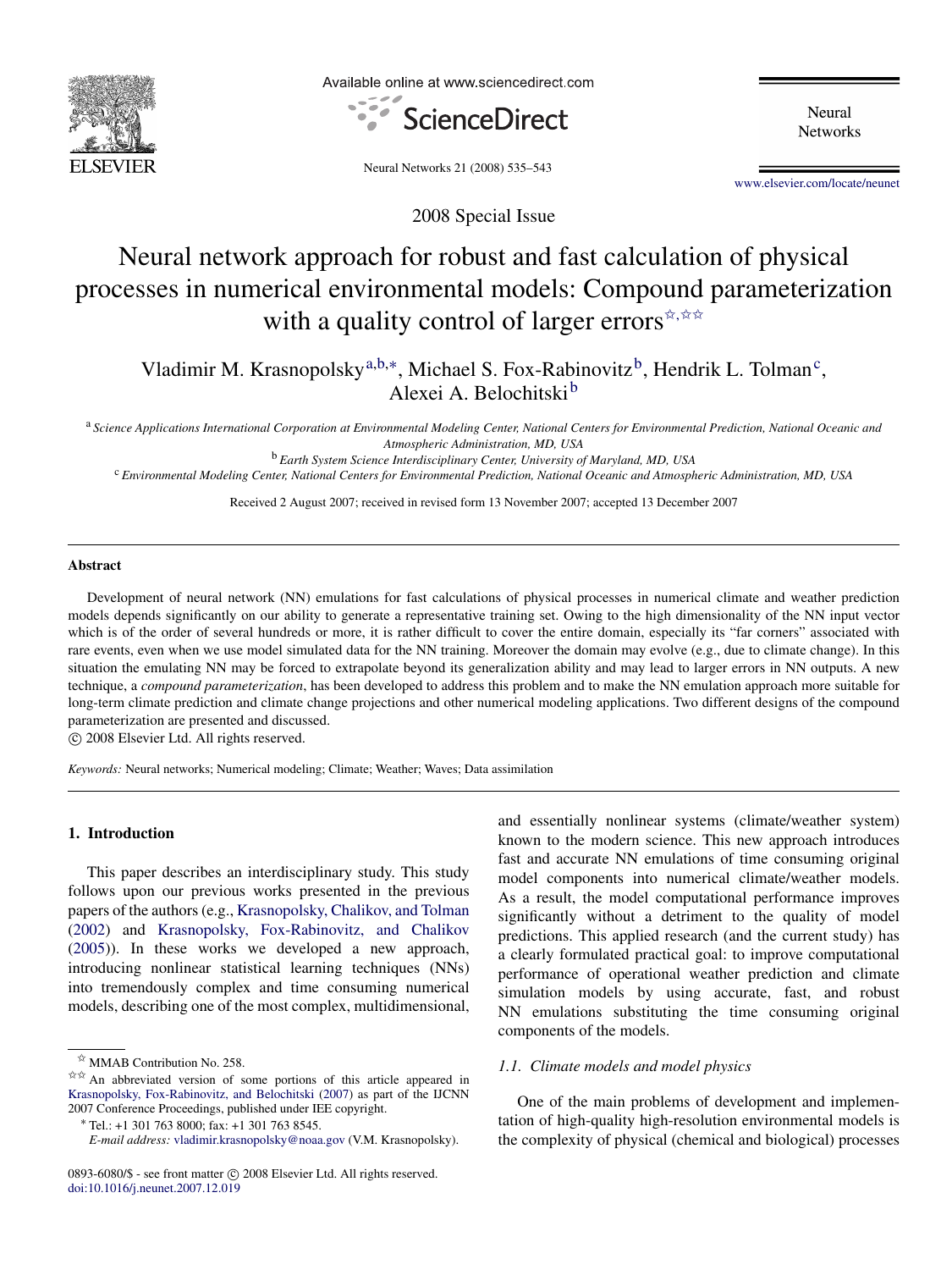2008 Special Issue

# Neural network approach for robust and fast calculation of physical processes in numerical environmental models: Compound parameterization with a quality control of larger errors[☆,☆☆]

Vladimir M. Krasnopolsky[a,b,*], Michael S. Fox-Rabinovitz[b], Hendrik L. Tolman[c], Alexei A. Belochitski[b]

[a] *Science Applications International Corporation at Environmental Modeling Center, National Centers for Environmental Prediction, National Oceanic and Atmospheric Administration, MD, USA*

[b] *Earth System Science Interdisciplinary Center, University of Maryland, MD, USA*

[c] *Environmental Modeling Center, National Centers for Environmental Prediction, National Oceanic and Atmospheric Administration, MD, USA*

Received 2 August 2007; received in revised form 13 November 2007; accepted 13 December 2007

## Abstract

Development of neural network (NN) emulations for fast calculations of physical processes in numerical climate and weather prediction models depends significantly on our ability to generate a representative training set. Owing to the high dimensionality of the NN input vector which is of the order of several hundreds or more, it is rather difficult to cover the entire domain, especially its "far corners" associated with rare events, even when we use model simulated data for the NN training. Moreover the domain may evolve (e.g., due to climate change). In this situation the emulating NN may be forced to extrapolate beyond its generalization ability and may lead to larger errors in NN outputs. A new technique, a *compound parameterization*, has been developed to address this problem and to make the NN emulation approach more suitable for long-term climate prediction and climate change projections and other numerical modeling applications. Two different designs of the compound parameterization are presented and discussed.

© 2008 Elsevier Ltd. All rights reserved.

*Keywords:* Neural networks; Numerical modeling; Climate; Weather; Waves; Data assimilation

## 1. Introduction

This paper describes an interdisciplinary study. This study follows upon our previous works presented in the previous papers of the authors (e.g., Krasnopolsky, Chalikov, and Tolman (2002) and Krasnopolsky, Fox-Rabinovitz, and Chalikov (2005)). In these works we developed a new approach, introducing nonlinear statistical learning techniques (NNs) into tremendously complex and time consuming numerical models, describing one of the most complex, multidimensional, and essentially nonlinear systems (climate/weather system) known to the modern science. This new approach introduces fast and accurate NN emulations of time consuming original model components into numerical climate/weather models. As a result, the model computational performance improves significantly without a detriment to the quality of model predictions. This applied research (and the current study) has a clearly formulated practical goal: to improve computational performance of operational weather prediction and climate simulation models by using accurate, fast, and robust NN emulations substituting the time consuming original components of the models.

### 1.1. Climate models and model physics

One of the main problems of development and implementation of high-quality high-resolution environmental models is the complexity of physical (chemical and biological) processes

---

[☆] MMAB Contribution No. 258.

[☆☆] An abbreviated version of some portions of this article appeared in Krasnopolsky, Fox-Rabinovitz, and Belochitski (2007) as part of the IJCNN 2007 Conference Proceedings, published under IEE copyright.

[*] Tel.: +1 301 763 8000; fax: +1 301 763 8545.
*E-mail address:* vladimir.krasnopolsky@noaa.gov (V.M. Krasnopolsky).

0893-6080/$ - see front matter © 2008 Elsevier Ltd. All rights reserved.
doi:10.1016/j.neunet.2007.12.019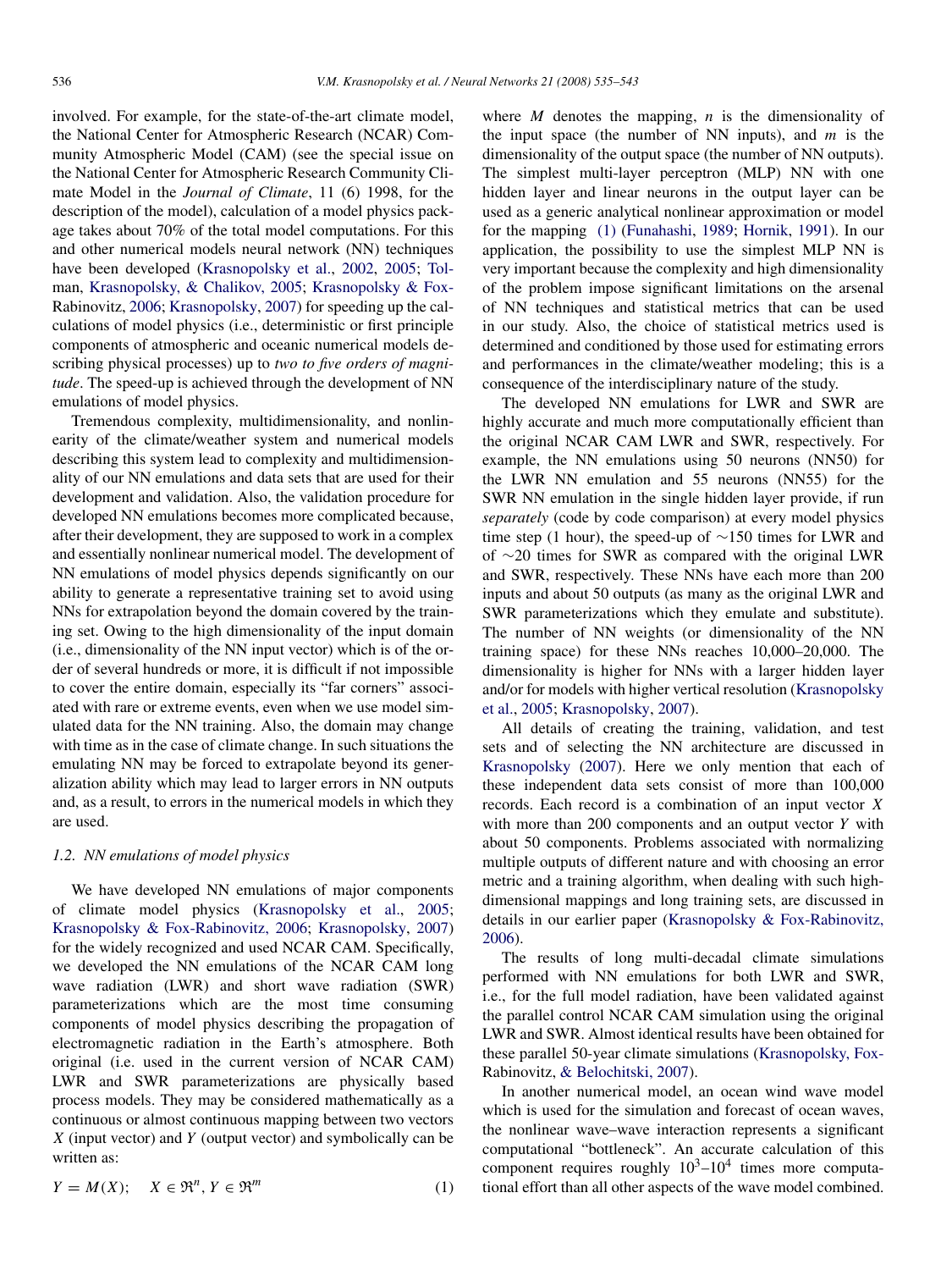involved. For example, for the state-of-the-art climate model, the National Center for Atmospheric Research (NCAR) Community Atmospheric Model (CAM) (see the special issue on the National Center for Atmospheric Research Community Climate Model in the *Journal of Climate*, 11 (6) 1998, for the description of the model), calculation of a model physics package takes about 70% of the total model computations. For this and other numerical models neural network (NN) techniques have been developed (Krasnopolsky et al., 2002, 2005; Tolman, Krasnopolsky, & Chalikov, 2005; Krasnopolsky & Fox-Rabinovitz, 2006; Krasnopolsky, 2007) for speeding up the calculations of model physics (i.e., deterministic or first principle components of atmospheric and oceanic numerical models describing physical processes) up to *two to five orders of magnitude*. The speed-up is achieved through the development of NN emulations of model physics.

Tremendous complexity, multidimensionality, and nonlinearity of the climate/weather system and numerical models describing this system lead to complexity and multidimensionality of our NN emulations and data sets that are used for their development and validation. Also, the validation procedure for developed NN emulations becomes more complicated because, after their development, they are supposed to work in a complex and essentially nonlinear numerical model. The development of NN emulations of model physics depends significantly on our ability to generate a representative training set to avoid using NNs for extrapolation beyond the domain covered by the training set. Owing to the high dimensionality of the input domain (i.e., dimensionality of the NN input vector) which is of the order of several hundreds or more, it is difficult if not impossible to cover the entire domain, especially its "far corners" associated with rare or extreme events, even when we use model simulated data for the NN training. Also, the domain may change with time as in the case of climate change. In such situations the emulating NN may be forced to extrapolate beyond its generalization ability which may lead to larger errors in NN outputs and, as a result, to errors in the numerical models in which they are used.

### 1.2. NN emulations of model physics

We have developed NN emulations of major components of climate model physics (Krasnopolsky et al., 2005; Krasnopolsky & Fox-Rabinovitz, 2006; Krasnopolsky, 2007) for the widely recognized and used NCAR CAM. Specifically, we developed the NN emulations of the NCAR CAM long wave radiation (LWR) and short wave radiation (SWR) parameterizations which are the most time consuming components of model physics describing the propagation of electromagnetic radiation in the Earth's atmosphere. Both original (i.e. used in the current version of NCAR CAM) LWR and SWR parameterizations are physically based process models. They may be considered mathematically as a continuous or almost continuous mapping between two vectors $X$ (input vector) and $Y$ (output vector) and symbolically can be written as:

$$Y = M(X); \quad X \in \Re^n, Y \in \Re^m \tag{1}$$

where $M$ denotes the mapping, $n$ is the dimensionality of the input space (the number of NN inputs), and $m$ is the dimensionality of the output space (the number of NN outputs). The simplest multi-layer perceptron (MLP) NN with one hidden layer and linear neurons in the output layer can be used as a generic analytical nonlinear approximation or model for the mapping (1) (Funahashi, 1989; Hornik, 1991). In our application, the possibility to use the simplest MLP NN is very important because the complexity and high dimensionality of the problem impose significant limitations on the arsenal of NN techniques and statistical metrics that can be used in our study. Also, the choice of statistical metrics used is determined and conditioned by those used for estimating errors and performances in the climate/weather modeling; this is a consequence of the interdisciplinary nature of the study.

The developed NN emulations for LWR and SWR are highly accurate and much more computationally efficient than the original NCAR CAM LWR and SWR, respectively. For example, the NN emulations using 50 neurons (NN50) for the LWR NN emulation and 55 neurons (NN55) for the SWR NN emulation in the single hidden layer provide, if run *separately* (code by code comparison) at every model physics time step (1 hour), the speed-up of ∼150 times for LWR and of ∼20 times for SWR as compared with the original LWR and SWR, respectively. These NNs have each more than 200 inputs and about 50 outputs (as many as the original LWR and SWR parameterizations which they emulate and substitute). The number of NN weights (or dimensionality of the NN training space) for these NNs reaches 10,000–20,000. The dimensionality is higher for NNs with a larger hidden layer and/or for models with higher vertical resolution (Krasnopolsky et al., 2005; Krasnopolsky, 2007).

All details of creating the training, validation, and test sets and of selecting the NN architecture are discussed in Krasnopolsky (2007). Here we only mention that each of these independent data sets consist of more than 100,000 records. Each record is a combination of an input vector $X$ with more than 200 components and an output vector $Y$ with about 50 components. Problems associated with normalizing multiple outputs of different nature and with choosing an error metric and a training algorithm, when dealing with such high-dimensional mappings and long training sets, are discussed in details in our earlier paper (Krasnopolsky & Fox-Rabinovitz, 2006).

The results of long multi-decadal climate simulations performed with NN emulations for both LWR and SWR, i.e., for the full model radiation, have been validated against the parallel control NCAR CAM simulation using the original LWR and SWR. Almost identical results have been obtained for these parallel 50-year climate simulations (Krasnopolsky, Fox-Rabinovitz, & Belochitski, 2007).

In another numerical model, an ocean wind wave model which is used for the simulation and forecast of ocean waves, the nonlinear wave–wave interaction represents a significant computational "bottleneck". An accurate calculation of this component requires roughly $10^3$–$10^4$ times more computational effort than all other aspects of the wave model combined.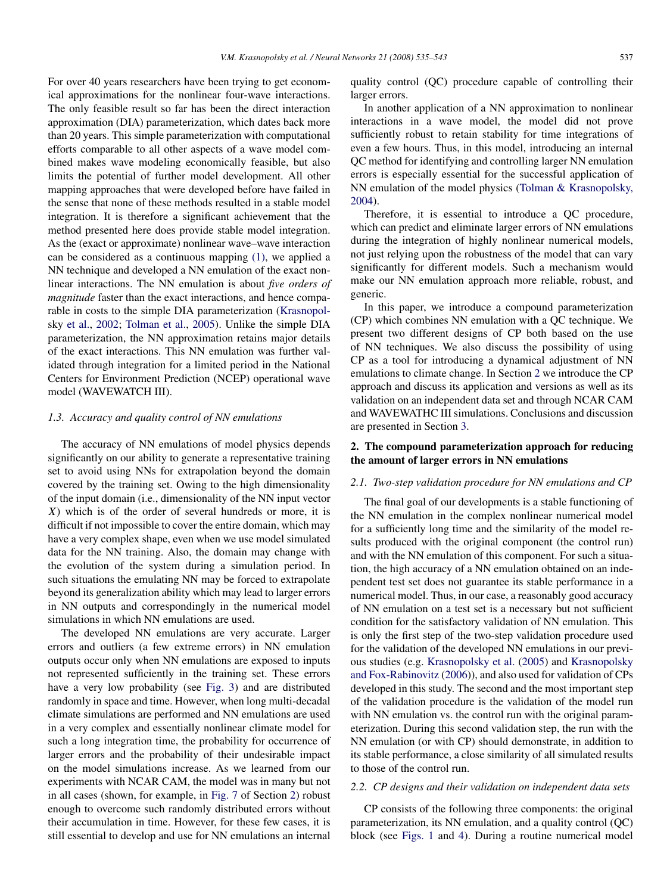For over 40 years researchers have been trying to get economical approximations for the nonlinear four-wave interactions. The only feasible result so far has been the direct interaction approximation (DIA) parameterization, which dates back more than 20 years. This simple parameterization with computational efforts comparable to all other aspects of a wave model combined makes wave modeling economically feasible, but also limits the potential of further model development. All other mapping approaches that were developed before have failed in the sense that none of these methods resulted in a stable model integration. It is therefore a significant achievement that the method presented here does provide stable model integration. As the (exact or approximate) nonlinear wave–wave interaction can be considered as a continuous mapping (1), we applied a NN technique and developed a NN emulation of the exact nonlinear interactions. The NN emulation is about *five orders of magnitude* faster than the exact interactions, and hence comparable in costs to the simple DIA parameterization (Krasnopolsky et al., 2002; Tolman et al., 2005). Unlike the simple DIA parameterization, the NN approximation retains major details of the exact interactions. This NN emulation was further validated through integration for a limited period in the National Centers for Environment Prediction (NCEP) operational wave model (WAVEWATCH III).

### 1.3. Accuracy and quality control of NN emulations

The accuracy of NN emulations of model physics depends significantly on our ability to generate a representative training set to avoid using NNs for extrapolation beyond the domain covered by the training set. Owing to the high dimensionality of the input domain (i.e., dimensionality of the NN input vector $X$) which is of the order of several hundreds or more, it is difficult if not impossible to cover the entire domain, which may have a very complex shape, even when we use model simulated data for the NN training. Also, the domain may change with the evolution of the system during a simulation period. In such situations the emulating NN may be forced to extrapolate beyond its generalization ability which may lead to larger errors in NN outputs and correspondingly in the numerical model simulations in which NN emulations are used.

The developed NN emulations are very accurate. Larger errors and outliers (a few extreme errors) in NN emulation outputs occur only when NN emulations are exposed to inputs not represented sufficiently in the training set. These errors have a very low probability (see Fig. 3) and are distributed randomly in space and time. However, when long multi-decadal climate simulations are performed and NN emulations are used in a very complex and essentially nonlinear climate model for such a long integration time, the probability for occurrence of larger errors and the probability of their undesirable impact on the model simulations increase. As we learned from our experiments with NCAR CAM, the model was in many but not in all cases (shown, for example, in Fig. 7 of Section 2) robust enough to overcome such randomly distributed errors without their accumulation in time. However, for these few cases, it is still essential to develop and use for NN emulations an internal quality control (QC) procedure capable of controlling their larger errors.

In another application of a NN approximation to nonlinear interactions in a wave model, the model did not prove sufficiently robust to retain stability for time integrations of even a few hours. Thus, in this model, introducing an internal QC method for identifying and controlling larger NN emulation errors is especially essential for the successful application of NN emulation of the model physics (Tolman & Krasnopolsky, 2004).

Therefore, it is essential to introduce a QC procedure, which can predict and eliminate larger errors of NN emulations during the integration of highly nonlinear numerical models, not just relying upon the robustness of the model that can vary significantly for different models. Such a mechanism would make our NN emulation approach more reliable, robust, and generic.

In this paper, we introduce a compound parameterization (CP) which combines NN emulation with a QC technique. We present two different designs of CP both based on the use of NN techniques. We also discuss the possibility of using CP as a tool for introducing a dynamical adjustment of NN emulations to climate change. In Section 2 we introduce the CP approach and discuss its application and versions as well as its validation on an independent data set and through NCAR CAM and WAVEWATHC III simulations. Conclusions and discussion are presented in Section 3.

## 2. The compound parameterization approach for reducing the amount of larger errors in NN emulations

### 2.1. Two-step validation procedure for NN emulations and CP

The final goal of our developments is a stable functioning of the NN emulation in the complex nonlinear numerical model for a sufficiently long time and the similarity of the model results produced with the original component (the control run) and with the NN emulation of this component. For such a situation, the high accuracy of a NN emulation obtained on an independent test set does not guarantee its stable performance in a numerical model. Thus, in our case, a reasonably good accuracy of NN emulation on a test set is a necessary but not sufficient condition for the satisfactory validation of NN emulation. This is only the first step of the two-step validation procedure used for the validation of the developed NN emulations in our previous studies (e.g. Krasnopolsky et al. (2005) and Krasnopolsky and Fox-Rabinovitz (2006)), and also used for validation of CPs developed in this study. The second and the most important step of the validation procedure is the validation of the model run with NN emulation vs. the control run with the original parameterization. During this second validation step, the run with the NN emulation (or with CP) should demonstrate, in addition to its stable performance, a close similarity of all simulated results to those of the control run.

### 2.2. CP designs and their validation on independent data sets

CP consists of the following three components: the original parameterization, its NN emulation, and a quality control (QC) block (see Figs. 1 and 4). During a routine numerical model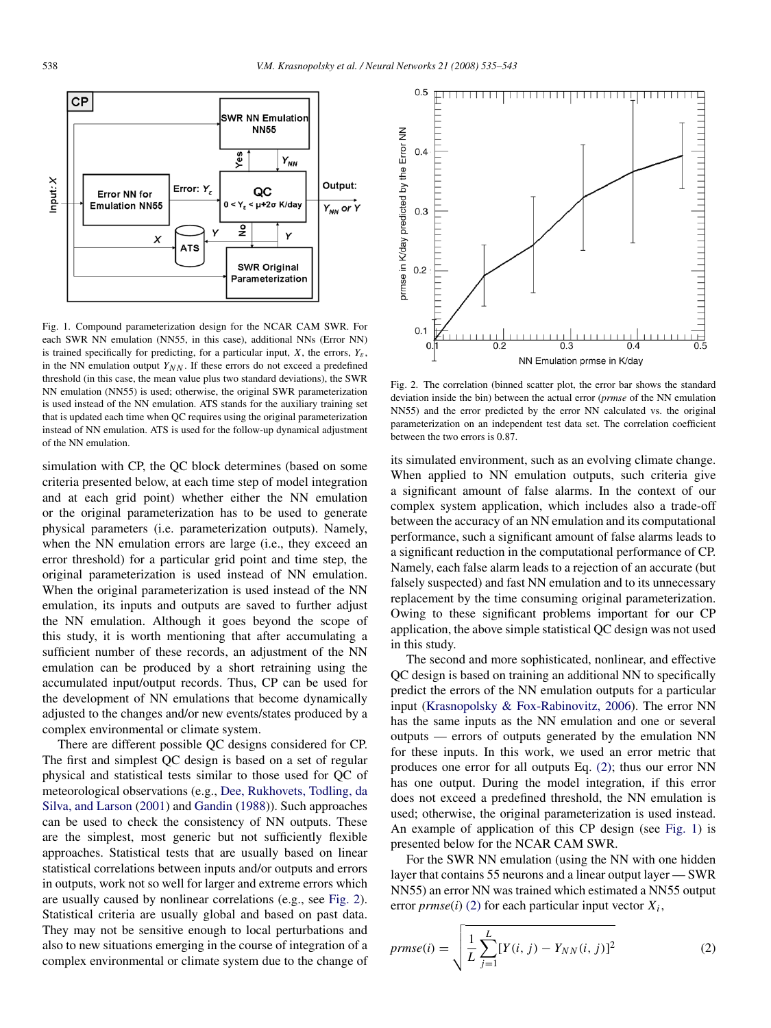Fig. 1. Compound parameterization design for the NCAR CAM SWR. For each SWR NN emulation (NN55, in this case), additional NNs (Error NN) is trained specifically for predicting, for a particular input, $X$, the errors, $Y_\varepsilon$, in the NN emulation output $Y_{NN}$. If these errors do not exceed a predefined threshold (in this case, the mean value plus two standard deviations), the SWR NN emulation (NN55) is used; otherwise, the original SWR parameterization is used instead of the NN emulation. ATS stands for the auxiliary training set that is updated each time when QC requires using the original parameterization instead of NN emulation. ATS is used for the follow-up dynamical adjustment of the NN emulation.

Fig. 2. The correlation (binned scatter plot, the error bar shows the standard deviation inside the bin) between the actual error (*prmse* of the NN emulation NN55) and the error predicted by the error NN calculated vs. the original parameterization on an independent test data set. The correlation coefficient between the two errors is 0.87.

simulation with CP, the QC block determines (based on some criteria presented below, at each time step of model integration and at each grid point) whether either the NN emulation or the original parameterization has to be used to generate physical parameters (i.e. parameterization outputs). Namely, when the NN emulation errors are large (i.e., they exceed an error threshold) for a particular grid point and time step, the original parameterization is used instead of NN emulation. When the original parameterization is used instead of the NN emulation, its inputs and outputs are saved to further adjust the NN emulation. Although it goes beyond the scope of this study, it is worth mentioning that after accumulating a sufficient number of these records, an adjustment of the NN emulation can be produced by a short retraining using the accumulated input/output records. Thus, CP can be used for the development of NN emulations that become dynamically adjusted to the changes and/or new events/states produced by a complex environmental or climate system.

There are different possible QC designs considered for CP. The first and simplest QC design is based on a set of regular physical and statistical tests similar to those used for QC of meteorological observations (e.g., Dee, Rukhovets, Todling, da Silva, and Larson (2001) and Gandin (1988)). Such approaches can be used to check the consistency of NN outputs. These are the simplest, most generic but not sufficiently flexible approaches. Statistical tests that are usually based on linear statistical correlations between inputs and/or outputs and errors in outputs, work not so well for larger and extreme errors which are usually caused by nonlinear correlations (e.g., see Fig. 2). Statistical criteria are usually global and based on past data. They may not be sensitive enough to local perturbations and also to new situations emerging in the course of integration of a complex environmental or climate system due to the change of its simulated environment, such as an evolving climate change. When applied to NN emulation outputs, such criteria give a significant amount of false alarms. In the context of our complex system application, which includes also a trade-off between the accuracy of an NN emulation and its computational performance, such a significant amount of false alarms leads to a significant reduction in the computational performance of CP. Namely, each false alarm leads to a rejection of an accurate (but falsely suspected) and fast NN emulation and to its unnecessary replacement by the time consuming original parameterization. Owing to these significant problems important for our CP application, the above simple statistical QC design was not used in this study.

The second and more sophisticated, nonlinear, and effective QC design is based on training an additional NN to specifically predict the errors of the NN emulation outputs for a particular input (Krasnopolsky & Fox-Rabinovitz, 2006). The error NN has the same inputs as the NN emulation and one or several outputs — errors of outputs generated by the emulation NN for these inputs. In this work, we used an error metric that produces one error for all outputs Eq. (2); thus our error NN has one output. During the model integration, if this error does not exceed a predefined threshold, the NN emulation is used; otherwise, the original parameterization is used instead. An example of application of this CP design (see Fig. 1) is presented below for the NCAR CAM SWR.

For the SWR NN emulation (using the NN with one hidden layer that contains 55 neurons and a linear output layer — SWR NN55) an error NN was trained which estimated a NN55 output error *prmse*($i$) (2) for each particular input vector $X_i$,

$$prmse(i) = \sqrt{\frac{1}{L}\sum_{j=1}^{L}[Y(i,j) - Y_{NN}(i,j)]^2} \tag{2}$$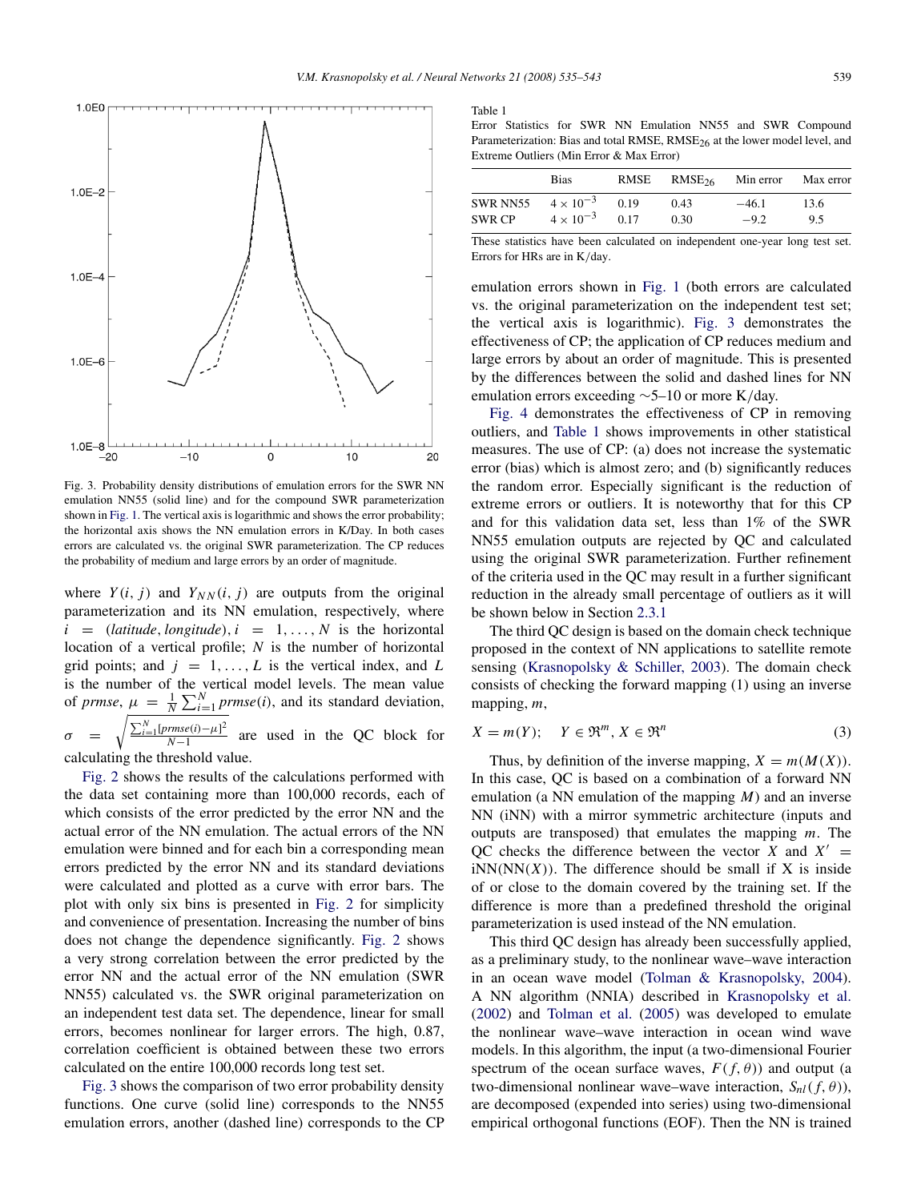Fig. 3. Probability density distributions of emulation errors for the SWR NN emulation NN55 (solid line) and for the compound SWR parameterization shown in Fig. 1. The vertical axis is logarithmic and shows the error probability; the horizontal axis shows the NN emulation errors in K/Day. In both cases errors are calculated vs. the original SWR parameterization. The CP reduces the probability of medium and large errors by an order of magnitude.

where $Y(i, j)$ and $Y_{NN}(i, j)$ are outputs from the original parameterization and its NN emulation, respectively, where $i = (latitude, longitude), i = 1, \ldots, N$ is the horizontal location of a vertical profile; $N$ is the number of horizontal grid points; and $j = 1, \ldots, L$ is the vertical index, and $L$ is the number of the vertical model levels. The mean value of *prmse*, $\mu = \frac{1}{N}\sum_{i=1}^{N} prmse(i)$, and its standard deviation, $\sigma = \sqrt{\frac{\sum_{i=1}^{N}[prmse(i)-\mu]^2}{N-1}}$ are used in the QC block for calculating the threshold value.

Fig. 2 shows the results of the calculations performed with the data set containing more than 100,000 records, each of which consists of the error predicted by the error NN and the actual error of the NN emulation. The actual errors of the NN emulation were binned and for each bin a corresponding mean errors predicted by the error NN and its standard deviations were calculated and plotted as a curve with error bars. The plot with only six bins is presented in Fig. 2 for simplicity and convenience of presentation. Increasing the number of bins does not change the dependence significantly. Fig. 2 shows a very strong correlation between the error predicted by the error NN and the actual error of the NN emulation (SWR NN55) calculated vs. the SWR original parameterization on an independent test data set. The dependence, linear for small errors, becomes nonlinear for larger errors. The high, 0.87, correlation coefficient is obtained between these two errors calculated on the entire 100,000 records long test set.

Fig. 3 shows the comparison of two error probability density functions. One curve (solid line) corresponds to the NN55 emulation errors, another (dashed line) corresponds to the CP emulation errors shown in Fig. 1 (both errors are calculated vs. the original parameterization on the independent test set; the vertical axis is logarithmic). Fig. 3 demonstrates the effectiveness of CP; the application of CP reduces medium and large errors by about an order of magnitude. This is presented by the differences between the solid and dashed lines for NN emulation errors exceeding ~5–10 or more K/day.

Table 1
Error Statistics for SWR NN Emulation NN55 and SWR Compound Parameterization: Bias and total RMSE, $RMSE_{26}$ at the lower model level, and Extreme Outliers (Min Error & Max Error)

| | Bias | RMSE | $RMSE_{26}$ | Min error | Max error |
|---|---|---|---|---|---|
| SWR NN55 | $4 \times 10^{-3}$ | 0.19 | 0.43 | −46.1 | 13.6 |
| SWR CP | $4 \times 10^{-3}$ | 0.17 | 0.30 | −9.2 | 9.5 |

These statistics have been calculated on independent one-year long test set. Errors for HRs are in K/day.

Fig. 4 demonstrates the effectiveness of CP in removing outliers, and Table 1 shows improvements in other statistical measures. The use of CP: (a) does not increase the systematic error (bias) which is almost zero; and (b) significantly reduces the random error. Especially significant is the reduction of extreme errors or outliers. It is noteworthy that for this CP and for this validation data set, less than 1% of the SWR NN55 emulation outputs are rejected by QC and calculated using the original SWR parameterization. Further refinement of the criteria used in the QC may result in a further significant reduction in the already small percentage of outliers as it will be shown below in Section 2.3.1

The third QC design is based on the domain check technique proposed in the context of NN applications to satellite remote sensing (Krasnopolsky & Schiller, 2003). The domain check consists of checking the forward mapping (1) using an inverse mapping, $m$,

$$X = m(Y); \quad Y \in \Re^m, X \in \Re^n \tag{3}$$

Thus, by definition of the inverse mapping, $X = m(M(X))$. In this case, QC is based on a combination of a forward NN emulation (a NN emulation of the mapping $M$) and an inverse NN (iNN) with a mirror symmetric architecture (inputs and outputs are transposed) that emulates the mapping $m$. The QC checks the difference between the vector $X$ and $X' = \text{iNN}(\text{NN}(X))$. The difference should be small if X is inside of or close to the domain covered by the training set. If the difference is more than a predefined threshold the original parameterization is used instead of the NN emulation.

This third QC design has already been successfully applied, as a preliminary study, to the nonlinear wave–wave interaction in an ocean wave model (Tolman & Krasnopolsky, 2004). A NN algorithm (NNIA) described in Krasnopolsky et al. (2002) and Tolman et al. (2005) was developed to emulate the nonlinear wave–wave interaction in ocean wind wave models. In this algorithm, the input (a two-dimensional Fourier spectrum of the ocean surface waves, $F(f, \theta)$) and output (a two-dimensional nonlinear wave–wave interaction, $S_{nl}(f, \theta)$), are decomposed (expended into series) using two-dimensional empirical orthogonal functions (EOF). Then the NN is trained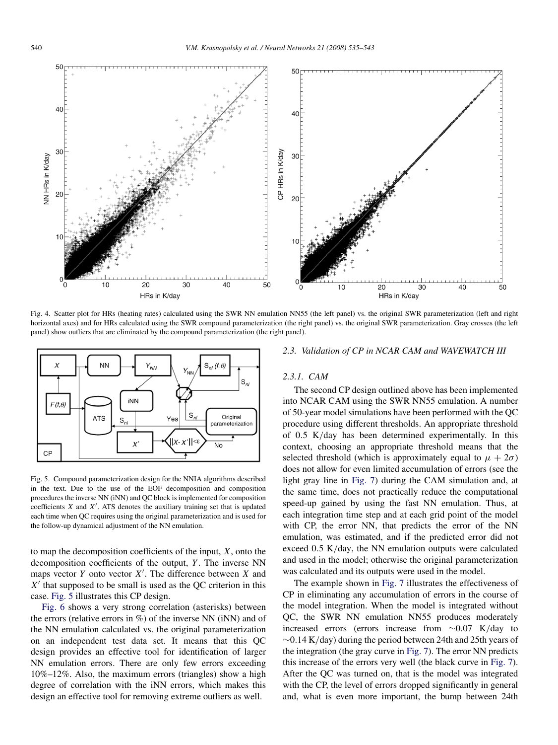Fig. 4. Scatter plot for HRs (heating rates) calculated using the SWR NN emulation NN55 (the left panel) vs. the original SWR parameterization (left and right horizontal axes) and for HRs calculated using the SWR compound parameterization (the right panel) vs. the original SWR parameterization. Gray crosses (the left panel) show outliers that are eliminated by the compound parameterization (the right panel).

Fig. 5. Compound parameterization design for the NNIA algorithms described in the text. Due to the use of the EOF decomposition and composition procedures the inverse NN (iNN) and QC block is implemented for composition coefficients $X$ and $X'$. ATS denotes the auxiliary training set that is updated each time when QC requires using the original parameterization and is used for the follow-up dynamical adjustment of the NN emulation.

to map the decomposition coefficients of the input, $X$, onto the decomposition coefficients of the output, $Y$. The inverse NN maps vector $Y$ onto vector $X'$. The difference between $X$ and $X'$ that supposed to be small is used as the QC criterion in this case. Fig. 5 illustrates this CP design.

Fig. 6 shows a very strong correlation (asterisks) between the errors (relative errors in %) of the inverse NN (iNN) and of the NN emulation calculated vs. the original parameterization on an independent test data set. It means that this QC design provides an effective tool for identification of larger NN emulation errors. There are only few errors exceeding 10%–12%. Also, the maximum errors (triangles) show a high degree of correlation with the iNN errors, which makes this design an effective tool for removing extreme outliers as well.

### *2.3. Validation of CP in NCAR CAM and WAVEWATCH III*

#### *2.3.1. CAM*

The second CP design outlined above has been implemented into NCAR CAM using the SWR NN55 emulation. A number of 50-year model simulations have been performed with the QC procedure using different thresholds. An appropriate threshold of 0.5 K/day has been determined experimentally. In this context, choosing an appropriate threshold means that the selected threshold (which is approximately equal to $\mu + 2\sigma$) does not allow for even limited accumulation of errors (see the light gray line in Fig. 7) during the CAM simulation and, at the same time, does not practically reduce the computational speed-up gained by using the fast NN emulation. Thus, at each integration time step and at each grid point of the model with CP, the error NN, that predicts the error of the NN emulation, was estimated, and if the predicted error did not exceed 0.5 K/day, the NN emulation outputs were calculated and used in the model; otherwise the original parameterization was calculated and its outputs were used in the model.

The example shown in Fig. 7 illustrates the effectiveness of CP in eliminating any accumulation of errors in the course of the model integration. When the model is integrated without QC, the SWR NN emulation NN55 produces moderately increased errors (errors increase from ∼0.07 K/day to ∼0.14 K/day) during the period between 24th and 25th years of the integration (the gray curve in Fig. 7). The error NN predicts this increase of the errors very well (the black curve in Fig. 7). After the QC was turned on, that is the model was integrated with the CP, the level of errors dropped significantly in general and, what is even more important, the bump between 24th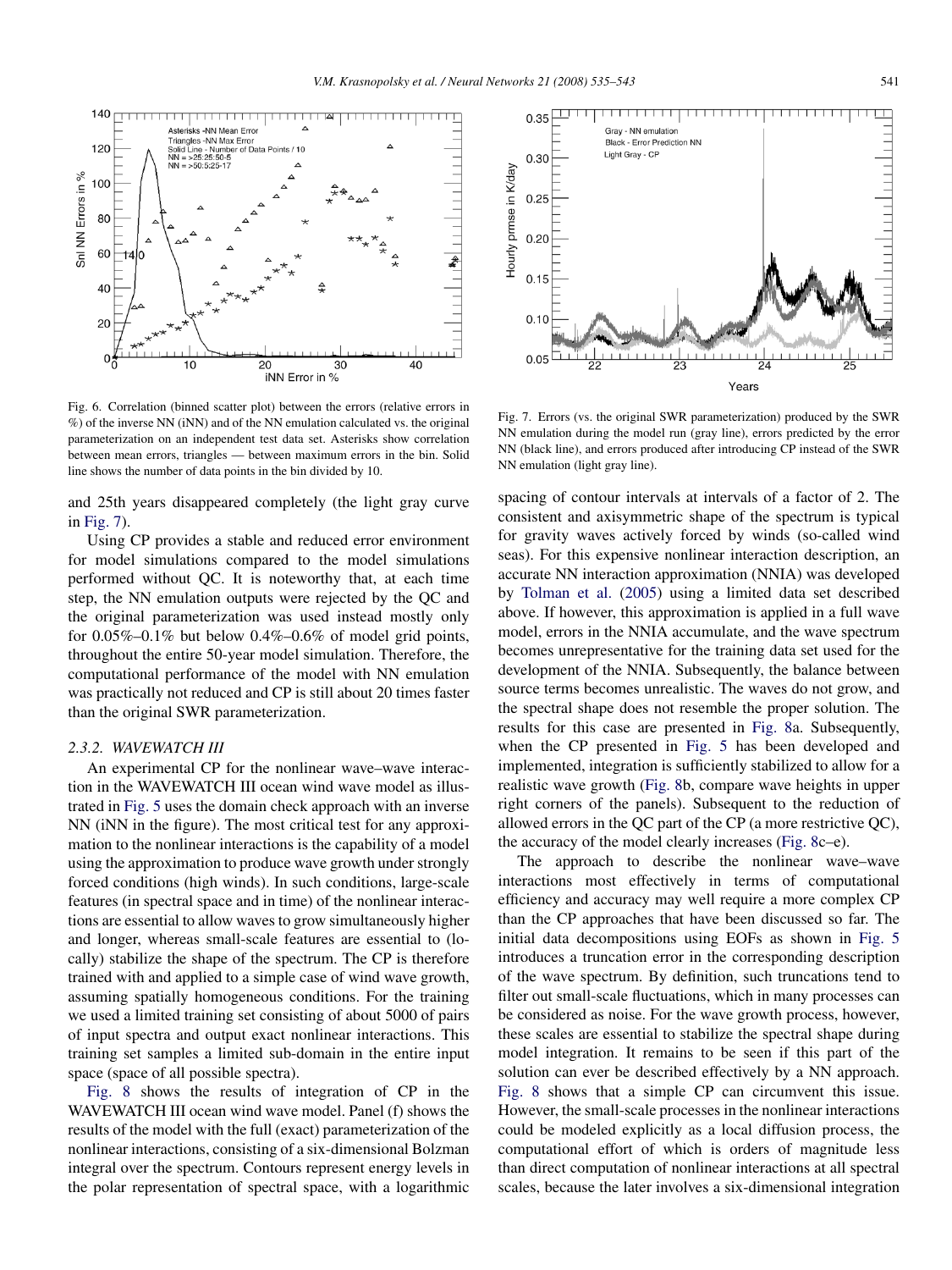Fig. 6. Correlation (binned scatter plot) between the errors (relative errors in %) of the inverse NN (iNN) and of the NN emulation calculated vs. the original parameterization on an independent test data set. Asterisks show correlation between mean errors, triangles — between maximum errors in the bin. Solid line shows the number of data points in the bin divided by 10.

Fig. 7. Errors (vs. the original SWR parameterization) produced by the SWR NN emulation during the model run (gray line), errors predicted by the error NN (black line), and errors produced after introducing CP instead of the SWR NN emulation (light gray line).

and 25th years disappeared completely (the light gray curve in Fig. 7).

Using CP provides a stable and reduced error environment for model simulations compared to the model simulations performed without QC. It is noteworthy that, at each time step, the NN emulation outputs were rejected by the QC and the original parameterization was used instead mostly only for 0.05%–0.1% but below 0.4%–0.6% of model grid points, throughout the entire 50-year model simulation. Therefore, the computational performance of the model with NN emulation was practically not reduced and CP is still about 20 times faster than the original SWR parameterization.

### 2.3.2. WAVEWATCH III

An experimental CP for the nonlinear wave–wave interaction in the WAVEWATCH III ocean wind wave model as illustrated in Fig. 5 uses the domain check approach with an inverse NN (iNN in the figure). The most critical test for any approximation to the nonlinear interactions is the capability of a model using the approximation to produce wave growth under strongly forced conditions (high winds). In such conditions, large-scale features (in spectral space and in time) of the nonlinear interactions are essential to allow waves to grow simultaneously higher and longer, whereas small-scale features are essential to (locally) stabilize the shape of the spectrum. The CP is therefore trained with and applied to a simple case of wind wave growth, assuming spatially homogeneous conditions. For the training we used a limited training set consisting of about 5000 of pairs of input spectra and output exact nonlinear interactions. This training set samples a limited sub-domain in the entire input space (space of all possible spectra).

Fig. 8 shows the results of integration of CP in the WAVEWATCH III ocean wind wave model. Panel (f) shows the results of the model with the full (exact) parameterization of the nonlinear interactions, consisting of a six-dimensional Bolzman integral over the spectrum. Contours represent energy levels in the polar representation of spectral space, with a logarithmic spacing of contour intervals at intervals of a factor of 2. The consistent and axisymmetric shape of the spectrum is typical for gravity waves actively forced by winds (so-called wind seas). For this expensive nonlinear interaction description, an accurate NN interaction approximation (NNIA) was developed by Tolman et al. (2005) using a limited data set described above. If however, this approximation is applied in a full wave model, errors in the NNIA accumulate, and the wave spectrum becomes unrepresentative for the training data set used for the development of the NNIA. Subsequently, the balance between source terms becomes unrealistic. The waves do not grow, and the spectral shape does not resemble the proper solution. The results for this case are presented in Fig. 8a. Subsequently, when the CP presented in Fig. 5 has been developed and implemented, integration is sufficiently stabilized to allow for a realistic wave growth (Fig. 8b, compare wave heights in upper right corners of the panels). Subsequent to the reduction of allowed errors in the QC part of the CP (a more restrictive QC), the accuracy of the model clearly increases (Fig. 8c–e).

The approach to describe the nonlinear wave–wave interactions most effectively in terms of computational efficiency and accuracy may well require a more complex CP than the CP approaches that have been discussed so far. The initial data decompositions using EOFs as shown in Fig. 5 introduces a truncation error in the corresponding description of the wave spectrum. By definition, such truncations tend to filter out small-scale fluctuations, which in many processes can be considered as noise. For the wave growth process, however, these scales are essential to stabilize the spectral shape during model integration. It remains to be seen if this part of the solution can ever be described effectively by a NN approach. Fig. 8 shows that a simple CP can circumvent this issue. However, the small-scale processes in the nonlinear interactions could be modeled explicitly as a local diffusion process, the computational effort of which is orders of magnitude less than direct computation of nonlinear interactions at all spectral scales, because the later involves a six-dimensional integration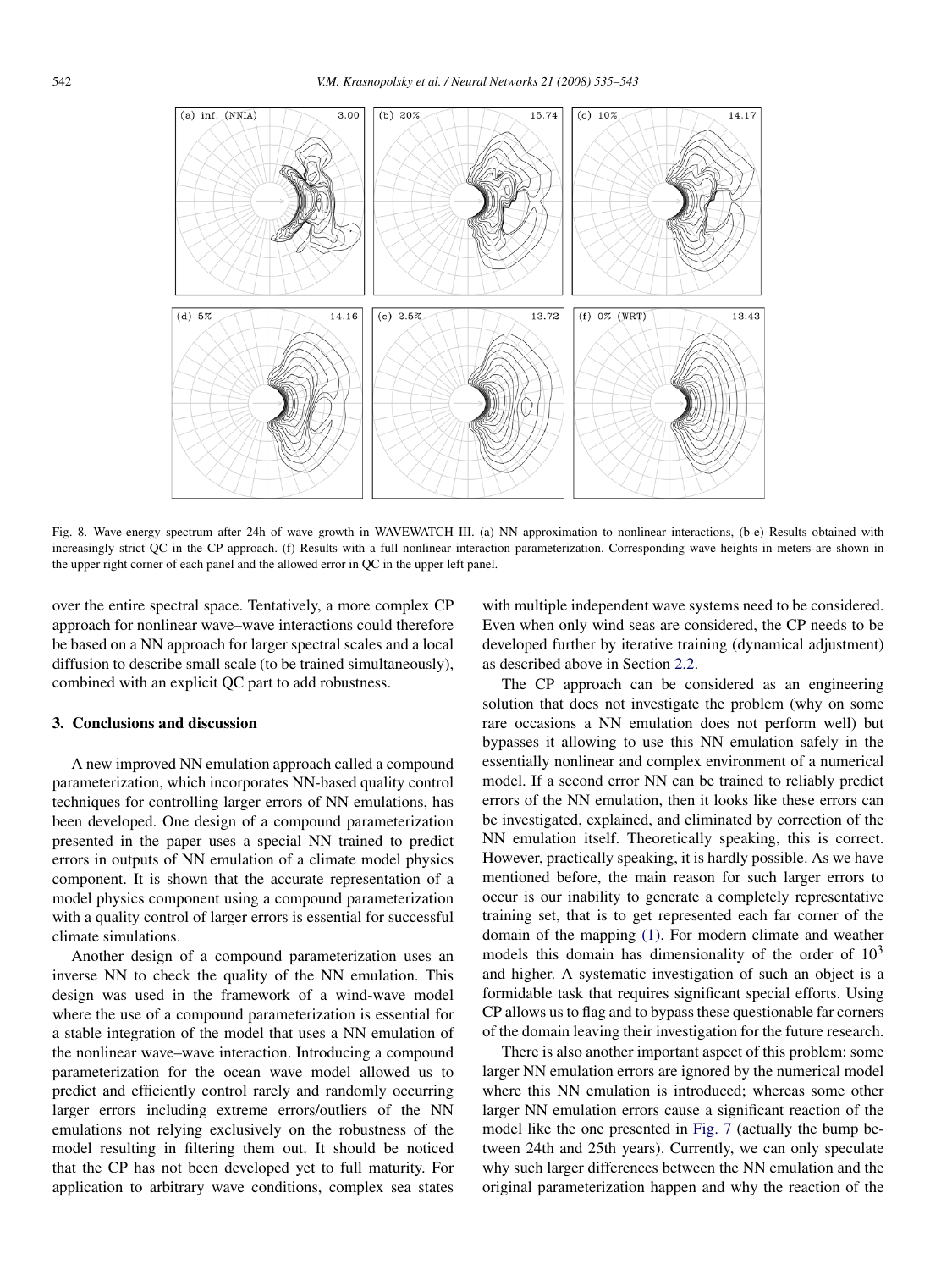(a) inf. (NNIA) 3.00

(b) 20% 15.74

(c) 10% 14.17

(d) 5% 14.16

(e) 2.5% 13.72

(f) 0% (WRT) 13.43

Fig. 8. Wave-energy spectrum after 24h of wave growth in WAVEWATCH III. (a) NN approximation to nonlinear interactions, (b-e) Results obtained with increasingly strict QC in the CP approach. (f) Results with a full nonlinear interaction parameterization. Corresponding wave heights in meters are shown in the upper right corner of each panel and the allowed error in QC in the upper left panel.

over the entire spectral space. Tentatively, a more complex CP approach for nonlinear wave–wave interactions could therefore be based on a NN approach for larger spectral scales and a local diffusion to describe small scale (to be trained simultaneously), combined with an explicit QC part to add robustness.

## 3. Conclusions and discussion

A new improved NN emulation approach called a compound parameterization, which incorporates NN-based quality control techniques for controlling larger errors of NN emulations, has been developed. One design of a compound parameterization presented in the paper uses a special NN trained to predict errors in outputs of NN emulation of a climate model physics component. It is shown that the accurate representation of a model physics component using a compound parameterization with a quality control of larger errors is essential for successful climate simulations.

Another design of a compound parameterization uses an inverse NN to check the quality of the NN emulation. This design was used in the framework of a wind-wave model where the use of a compound parameterization is essential for a stable integration of the model that uses a NN emulation of the nonlinear wave–wave interaction. Introducing a compound parameterization for the ocean wave model allowed us to predict and efficiently control rarely and randomly occurring larger errors including extreme errors/outliers of the NN emulations not relying exclusively on the robustness of the model resulting in filtering them out. It should be noticed that the CP has not been developed yet to full maturity. For application to arbitrary wave conditions, complex sea states with multiple independent wave systems need to be considered. Even when only wind seas are considered, the CP needs to be developed further by iterative training (dynamical adjustment) as described above in Section 2.2.

The CP approach can be considered as an engineering solution that does not investigate the problem (why on some rare occasions a NN emulation does not perform well) but bypasses it allowing to use this NN emulation safely in the essentially nonlinear and complex environment of a numerical model. If a second error NN can be trained to reliably predict errors of the NN emulation, then it looks like these errors can be investigated, explained, and eliminated by correction of the NN emulation itself. Theoretically speaking, this is correct. However, practically speaking, it is hardly possible. As we have mentioned before, the main reason for such larger errors to occur is our inability to generate a completely representative training set, that is to get represented each far corner of the domain of the mapping (1). For modern climate and weather models this domain has dimensionality of the order of $10^3$ and higher. A systematic investigation of such an object is a formidable task that requires significant special efforts. Using CP allows us to flag and to bypass these questionable far corners of the domain leaving their investigation for the future research.

There is also another important aspect of this problem: some larger NN emulation errors are ignored by the numerical model where this NN emulation is introduced; whereas some other larger NN emulation errors cause a significant reaction of the model like the one presented in Fig. 7 (actually the bump between 24th and 25th years). Currently, we can only speculate why such larger differences between the NN emulation and the original parameterization happen and why the reaction of the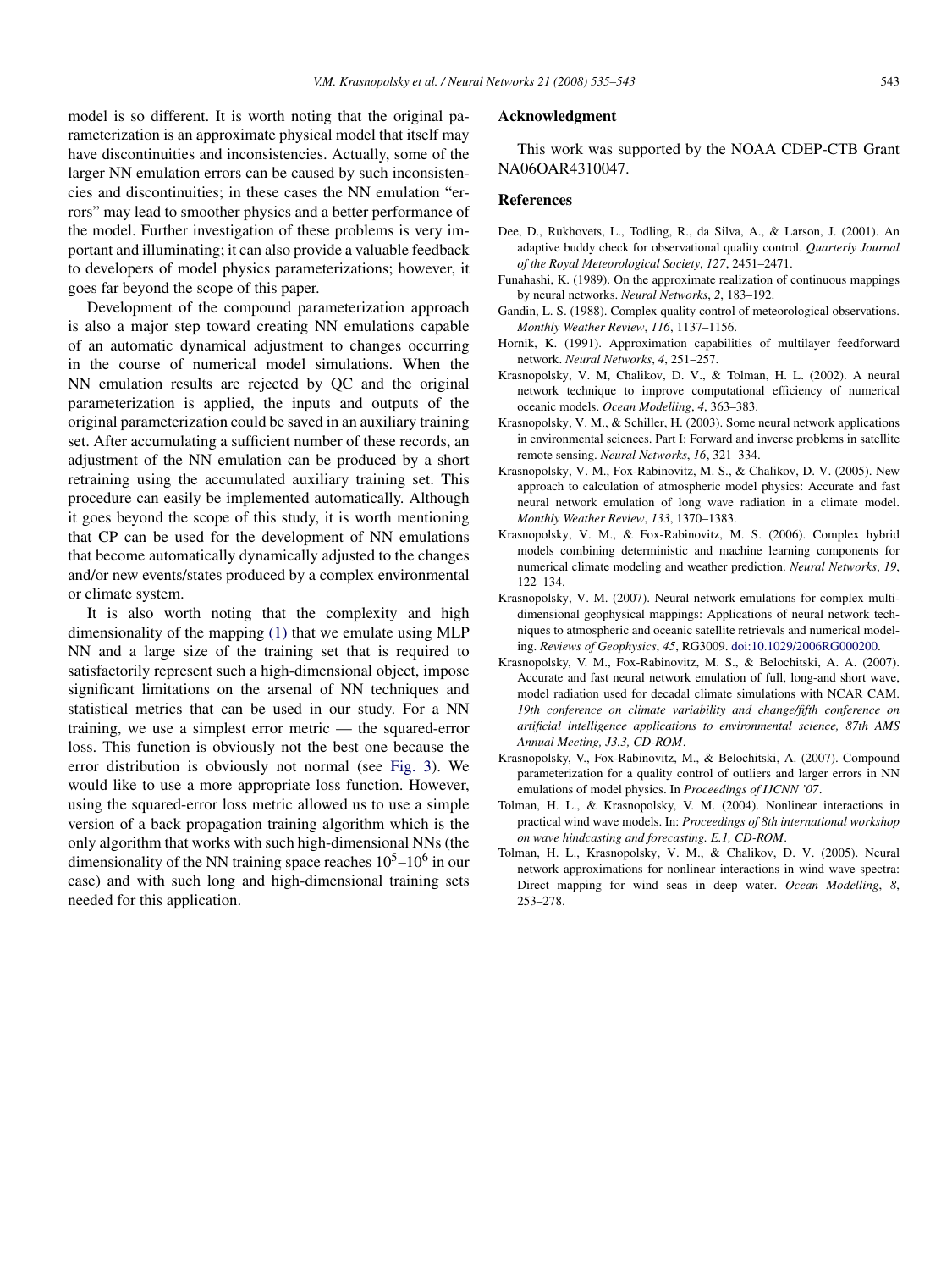model is so different. It is worth noting that the original parameterization is an approximate physical model that itself may have discontinuities and inconsistencies. Actually, some of the larger NN emulation errors can be caused by such inconsistencies and discontinuities; in these cases the NN emulation "errors" may lead to smoother physics and a better performance of the model. Further investigation of these problems is very important and illuminating; it can also provide a valuable feedback to developers of model physics parameterizations; however, it goes far beyond the scope of this paper.

Development of the compound parameterization approach is also a major step toward creating NN emulations capable of an automatic dynamical adjustment to changes occurring in the course of numerical model simulations. When the NN emulation results are rejected by QC and the original parameterization is applied, the inputs and outputs of the original parameterization could be saved in an auxiliary training set. After accumulating a sufficient number of these records, an adjustment of the NN emulation can be produced by a short retraining using the accumulated auxiliary training set. This procedure can easily be implemented automatically. Although it goes beyond the scope of this study, it is worth mentioning that CP can be used for the development of NN emulations that become automatically dynamically adjusted to the changes and/or new events/states produced by a complex environmental or climate system.

It is also worth noting that the complexity and high dimensionality of the mapping (1) that we emulate using MLP NN and a large size of the training set that is required to satisfactorily represent such a high-dimensional object, impose significant limitations on the arsenal of NN techniques and statistical metrics that can be used in our study. For a NN training, we use a simplest error metric — the squared-error loss. This function is obviously not the best one because the error distribution is obviously not normal (see Fig. 3). We would like to use a more appropriate loss function. However, using the squared-error loss metric allowed us to use a simple version of a back propagation training algorithm which is the only algorithm that works with such high-dimensional NNs (the dimensionality of the NN training space reaches $10^5$–$10^6$ in our case) and with such long and high-dimensional training sets needed for this application.

## Acknowledgment

This work was supported by the NOAA CDEP-CTB Grant NA06OAR4310047.

## References

Dee, D., Rukhovets, L., Todling, R., da Silva, A., & Larson, J. (2001). An adaptive buddy check for observational quality control. *Quarterly Journal of the Royal Meteorological Society*, *127*, 2451–2471.

Funahashi, K. (1989). On the approximate realization of continuous mappings by neural networks. *Neural Networks*, *2*, 183–192.

Gandin, L. S. (1988). Complex quality control of meteorological observations. *Monthly Weather Review*, *116*, 1137–1156.

Hornik, K. (1991). Approximation capabilities of multilayer feedforward network. *Neural Networks*, *4*, 251–257.

Krasnopolsky, V. M, Chalikov, D. V., & Tolman, H. L. (2002). A neural network technique to improve computational efficiency of numerical oceanic models. *Ocean Modelling*, *4*, 363–383.

Krasnopolsky, V. M., & Schiller, H. (2003). Some neural network applications in environmental sciences. Part I: Forward and inverse problems in satellite remote sensing. *Neural Networks*, *16*, 321–334.

Krasnopolsky, V. M., Fox-Rabinovitz, M. S., & Chalikov, D. V. (2005). New approach to calculation of atmospheric model physics: Accurate and fast neural network emulation of long wave radiation in a climate model. *Monthly Weather Review*, *133*, 1370–1383.

Krasnopolsky, V. M., & Fox-Rabinovitz, M. S. (2006). Complex hybrid models combining deterministic and machine learning components for numerical climate modeling and weather prediction. *Neural Networks*, *19*, 122–134.

Krasnopolsky, V. M. (2007). Neural network emulations for complex multidimensional geophysical mappings: Applications of neural network techniques to atmospheric and oceanic satellite retrievals and numerical modeling. *Reviews of Geophysics*, *45*, RG3009. doi:10.1029/2006RG000200.

Krasnopolsky, V. M., Fox-Rabinovitz, M. S., & Belochitski, A. A. (2007). Accurate and fast neural network emulation of full, long-and short wave, model radiation used for decadal climate simulations with NCAR CAM. *19th conference on climate variability and change/fifth conference on artificial intelligence applications to environmental science, 87th AMS Annual Meeting, J3.3, CD-ROM*.

Krasnopolsky, V., Fox-Rabinovitz, M., & Belochitski, A. (2007). Compound parameterization for a quality control of outliers and larger errors in NN emulations of model physics. In *Proceedings of IJCNN '07*.

Tolman, H. L., & Krasnopolsky, V. M. (2004). Nonlinear interactions in practical wind wave models. In: *Proceedings of 8th international workshop on wave hindcasting and forecasting. E.1, CD-ROM*.

Tolman, H. L., Krasnopolsky, V. M., & Chalikov, D. V. (2005). Neural network approximations for nonlinear interactions in wind wave spectra: Direct mapping for wind seas in deep water. *Ocean Modelling*, *8*, 253–278.